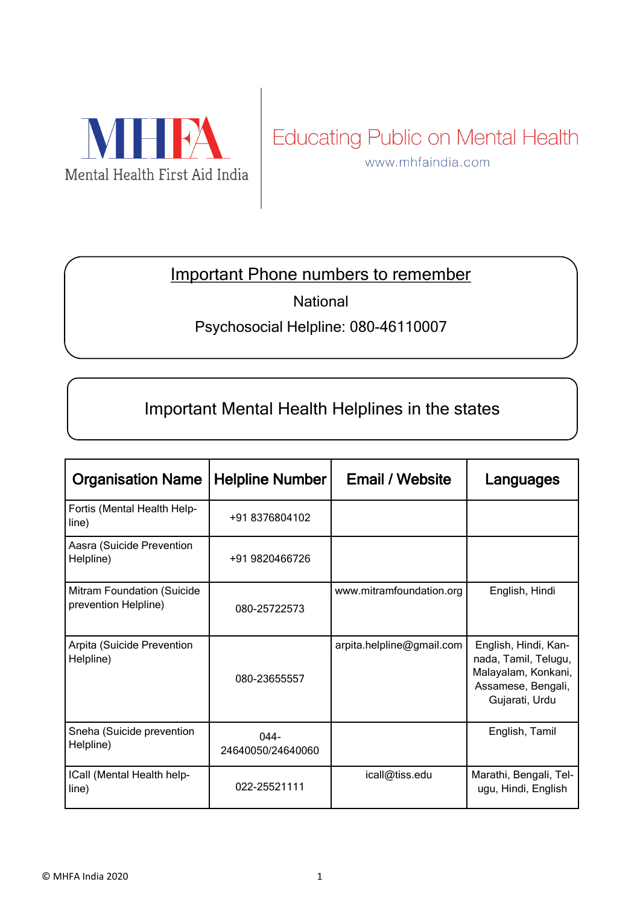MHFA
Mental Health First Aid India

Educating Public on Mental Health
www.mhfaindia.com

## Important Phone numbers to remember

National

Psychosocial Helpline: 080-46110007

## Important Mental Health Helplines in the states

| Organisation Name | Helpline Number | Email / Website | Languages |
|---|---|---|---|
| Fortis (Mental Health Helpline) | +91 8376804102 | | |
| Aasra (Suicide Prevention Helpline) | +91 9820466726 | | |
| Mitram Foundation (Suicide prevention Helpline) | 080-25722573 | www.mitramfoundation.org | English, Hindi |
| Arpita (Suicide Prevention Helpline) | 080-23655557 | arpita.helpline@gmail.com | English, Hindi, Kannada, Tamil, Telugu, Malayalam, Konkani, Assamese, Bengali, Gujarati, Urdu |
| Sneha (Suicide prevention Helpline) | 044-24640050/24640060 | | English, Tamil |
| ICall (Mental Health helpline) | 022-25521111 | icall@tiss.edu | Marathi, Bengali, Telugu, Hindi, English |

© MHFA India 2020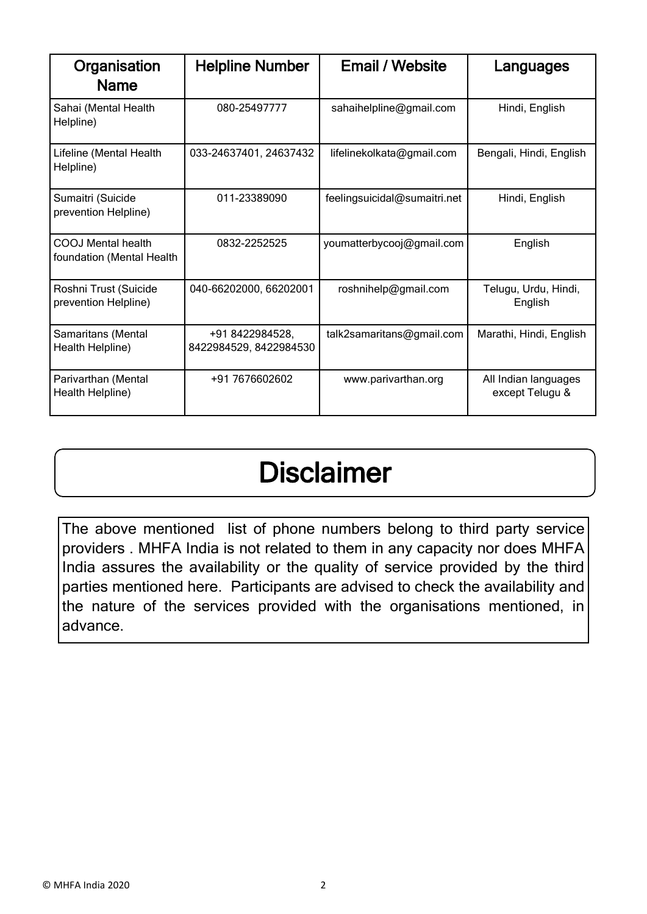| Organisation Name | Helpline Number | Email / Website | Languages |
| --- | --- | --- | --- |
| Sahai (Mental Health Helpline) | 080-25497777 | sahaihelpline@gmail.com | Hindi, English |
| Lifeline (Mental Health Helpline) | 033-24637401, 24637432 | lifelinekolkata@gmail.com | Bengali, Hindi, English |
| Sumaitri (Suicide prevention Helpline) | 011-23389090 | feelingsuicidal@sumaitri.net | Hindi, English |
| COOJ Mental health foundation (Mental Health | 0832-2252525 | youmatterbycooj@gmail.com | English |
| Roshni Trust (Suicide prevention Helpline) | 040-66202000, 66202001 | roshnihelp@gmail.com | Telugu, Urdu, Hindi, English |
| Samaritans (Mental Health Helpline) | +91 8422984528, 8422984529, 8422984530 | talk2samaritans@gmail.com | Marathi, Hindi, English |
| Parivarthan (Mental Health Helpline) | +91 7676602602 | www.parivarthan.org | All Indian languages except Telugu & |

# Disclaimer

The above mentioned list of phone numbers belong to third party service providers . MHFA India is not related to them in any capacity nor does MHFA India assures the availability or the quality of service provided by the third parties mentioned here. Participants are advised to check the availability and the nature of the services provided with the organisations mentioned, in advance.

© MHFA India 2020